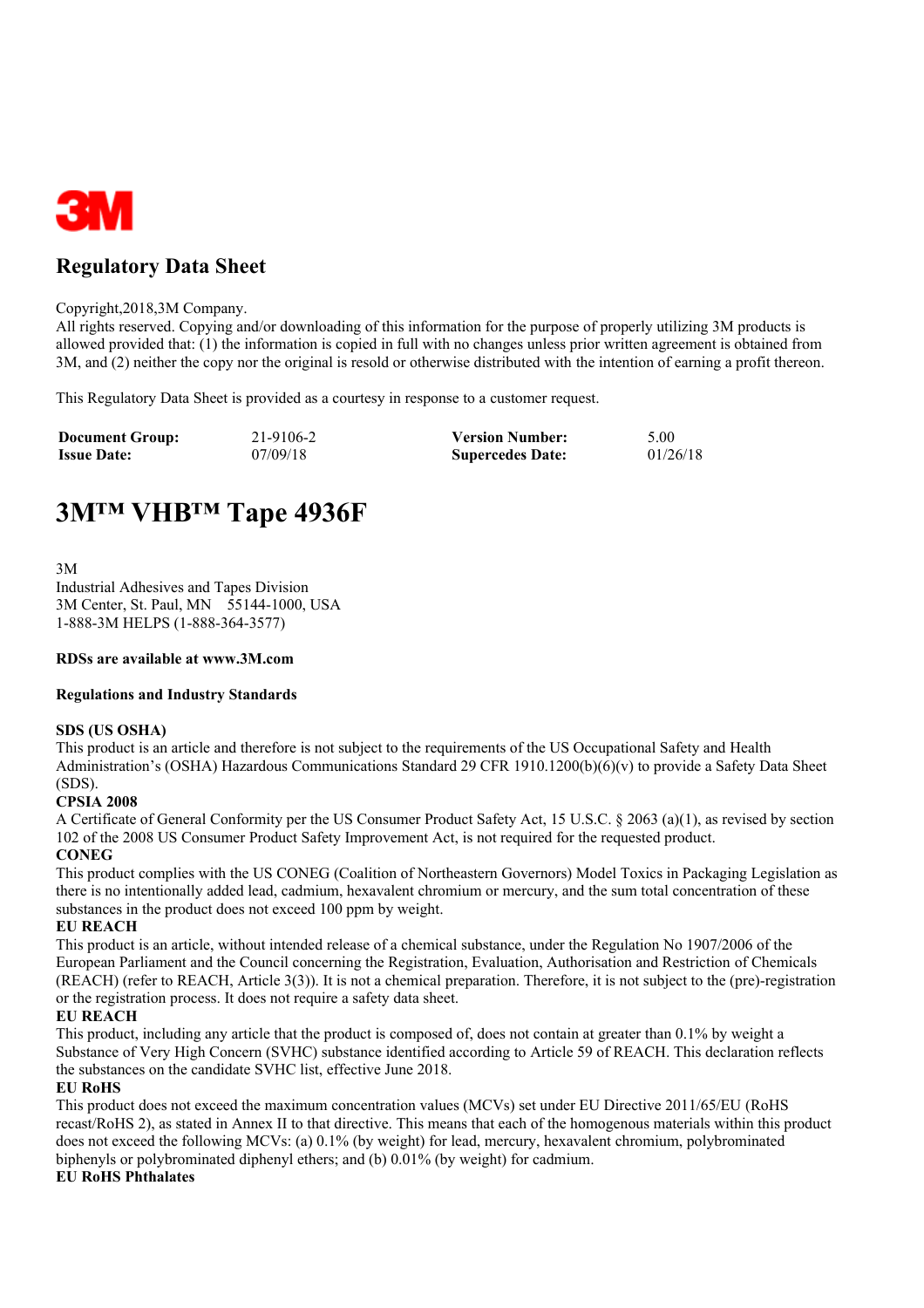3M

## Regulatory Data Sheet

Copyright,2018,3M Company.
All rights reserved. Copying and/or downloading of this information for the purpose of properly utilizing 3M products is allowed provided that: (1) the information is copied in full with no changes unless prior written agreement is obtained from 3M, and (2) neither the copy nor the original is resold or otherwise distributed with the intention of earning a profit thereon.

This Regulatory Data Sheet is provided as a courtesy in response to a customer request.

| **Document Group:** | 21-9106-2 | **Version Number:** | 5.00 |
|---|---|---|---|
| **Issue Date:** | 07/09/18 | **Supercedes Date:** | 01/26/18 |

# 3M™ VHB™ Tape 4936F

3M
Industrial Adhesives and Tapes Division
3M Center, St. Paul, MN 55144-1000, USA
1-888-3M HELPS (1-888-364-3577)

**RDSs are available at www.3M.com**

**Regulations and Industry Standards**

**SDS (US OSHA)**
This product is an article and therefore is not subject to the requirements of the US Occupational Safety and Health Administration's (OSHA) Hazardous Communications Standard 29 CFR 1910.1200(b)(6)(v) to provide a Safety Data Sheet (SDS).

**CPSIA 2008**
A Certificate of General Conformity per the US Consumer Product Safety Act, 15 U.S.C. § 2063 (a)(1), as revised by section 102 of the 2008 US Consumer Product Safety Improvement Act, is not required for the requested product.

**CONEG**
This product complies with the US CONEG (Coalition of Northeastern Governors) Model Toxics in Packaging Legislation as there is no intentionally added lead, cadmium, hexavalent chromium or mercury, and the sum total concentration of these substances in the product does not exceed 100 ppm by weight.

**EU REACH**
This product is an article, without intended release of a chemical substance, under the Regulation No 1907/2006 of the European Parliament and the Council concerning the Registration, Evaluation, Authorisation and Restriction of Chemicals (REACH) (refer to REACH, Article 3(3)). It is not a chemical preparation. Therefore, it is not subject to the (pre)-registration or the registration process. It does not require a safety data sheet.

**EU REACH**
This product, including any article that the product is composed of, does not contain at greater than 0.1% by weight a Substance of Very High Concern (SVHC) substance identified according to Article 59 of REACH. This declaration reflects the substances on the candidate SVHC list, effective June 2018.

**EU RoHS**
This product does not exceed the maximum concentration values (MCVs) set under EU Directive 2011/65/EU (RoHS recast/RoHS 2), as stated in Annex II to that directive. This means that each of the homogenous materials within this product does not exceed the following MCVs: (a) 0.1% (by weight) for lead, mercury, hexavalent chromium, polybrominated biphenyls or polybrominated diphenyl ethers; and (b) 0.01% (by weight) for cadmium.

**EU RoHS Phthalates**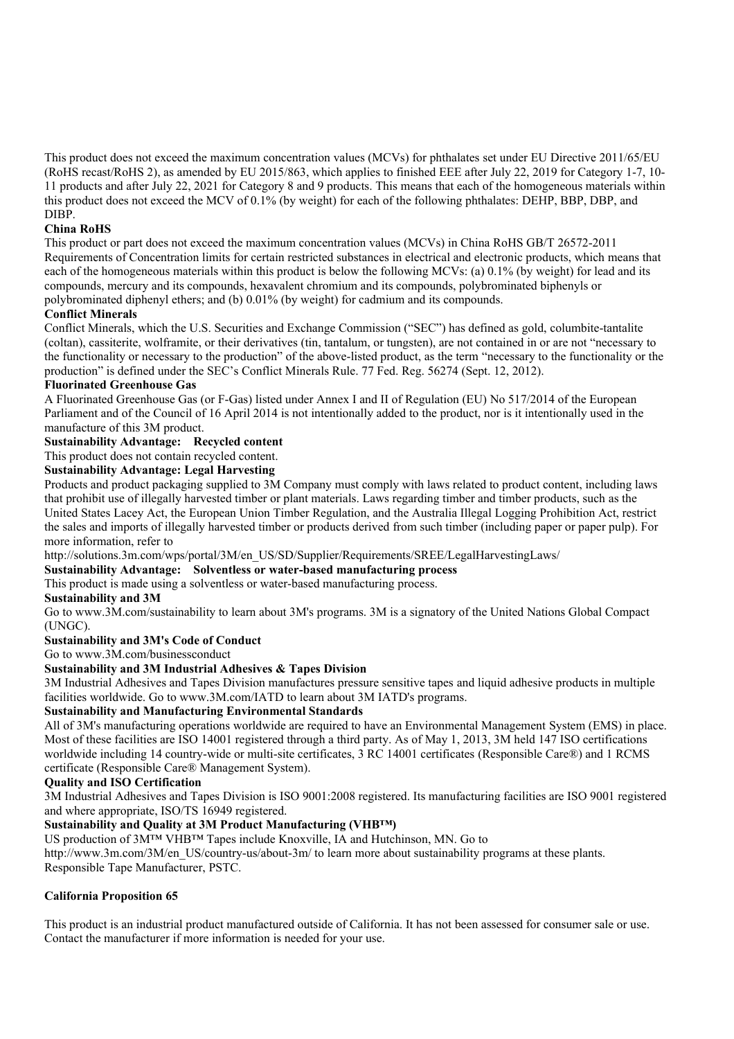This product does not exceed the maximum concentration values (MCVs) for phthalates set under EU Directive 2011/65/EU (RoHS recast/RoHS 2), as amended by EU 2015/863, which applies to finished EEE after July 22, 2019 for Category 1-7, 10-11 products and after July 22, 2021 for Category 8 and 9 products. This means that each of the homogeneous materials within this product does not exceed the MCV of 0.1% (by weight) for each of the following phthalates: DEHP, BBP, DBP, and DIBP.

**China RoHS**

This product or part does not exceed the maximum concentration values (MCVs) in China RoHS GB/T 26572-2011 Requirements of Concentration limits for certain restricted substances in electrical and electronic products, which means that each of the homogeneous materials within this product is below the following MCVs: (a) 0.1% (by weight) for lead and its compounds, mercury and its compounds, hexavalent chromium and its compounds, polybrominated biphenyls or polybrominated diphenyl ethers; and (b) 0.01% (by weight) for cadmium and its compounds.

**Conflict Minerals**

Conflict Minerals, which the U.S. Securities and Exchange Commission ("SEC") has defined as gold, columbite-tantalite (coltan), cassiterite, wolframite, or their derivatives (tin, tantalum, or tungsten), are not contained in or are not "necessary to the functionality or necessary to the production" of the above-listed product, as the term "necessary to the functionality or the production" is defined under the SEC's Conflict Minerals Rule. 77 Fed. Reg. 56274 (Sept. 12, 2012).

**Fluorinated Greenhouse Gas**

A Fluorinated Greenhouse Gas (or F-Gas) listed under Annex I and II of Regulation (EU) No 517/2014 of the European Parliament and of the Council of 16 April 2014 is not intentionally added to the product, nor is it intentionally used in the manufacture of this 3M product.

**Sustainability Advantage: Recycled content**

This product does not contain recycled content.

**Sustainability Advantage: Legal Harvesting**

Products and product packaging supplied to 3M Company must comply with laws related to product content, including laws that prohibit use of illegally harvested timber or plant materials. Laws regarding timber and timber products, such as the United States Lacey Act, the European Union Timber Regulation, and the Australia Illegal Logging Prohibition Act, restrict the sales and imports of illegally harvested timber or products derived from such timber (including paper or paper pulp). For more information, refer to
http://solutions.3m.com/wps/portal/3M/en_US/SD/Supplier/Requirements/SREE/LegalHarvestingLaws/

**Sustainability Advantage: Solventless or water-based manufacturing process**

This product is made using a solventless or water-based manufacturing process.

**Sustainability and 3M**

Go to www.3M.com/sustainability to learn about 3M's programs. 3M is a signatory of the United Nations Global Compact (UNGC).

**Sustainability and 3M's Code of Conduct**

Go to www.3M.com/businessconduct

**Sustainability and 3M Industrial Adhesives & Tapes Division**

3M Industrial Adhesives and Tapes Division manufactures pressure sensitive tapes and liquid adhesive products in multiple facilities worldwide. Go to www.3M.com/IATD to learn about 3M IATD's programs.

**Sustainability and Manufacturing Environmental Standards**

All of 3M's manufacturing operations worldwide are required to have an Environmental Management System (EMS) in place. Most of these facilities are ISO 14001 registered through a third party. As of May 1, 2013, 3M held 147 ISO certifications worldwide including 14 country-wide or multi-site certificates, 3 RC 14001 certificates (Responsible Care®) and 1 RCMS certificate (Responsible Care® Management System).

**Quality and ISO Certification**

3M Industrial Adhesives and Tapes Division is ISO 9001:2008 registered. Its manufacturing facilities are ISO 9001 registered and where appropriate, ISO/TS 16949 registered.

**Sustainability and Quality at 3M Product Manufacturing (VHB™)**

US production of 3M™ VHB™ Tapes include Knoxville, IA and Hutchinson, MN. Go to
http://www.3m.com/3M/en_US/country-us/about-3m/ to learn more about sustainability programs at these plants.
Responsible Tape Manufacturer, PSTC.

**California Proposition 65**

This product is an industrial product manufactured outside of California. It has not been assessed for consumer sale or use. Contact the manufacturer if more information is needed for your use.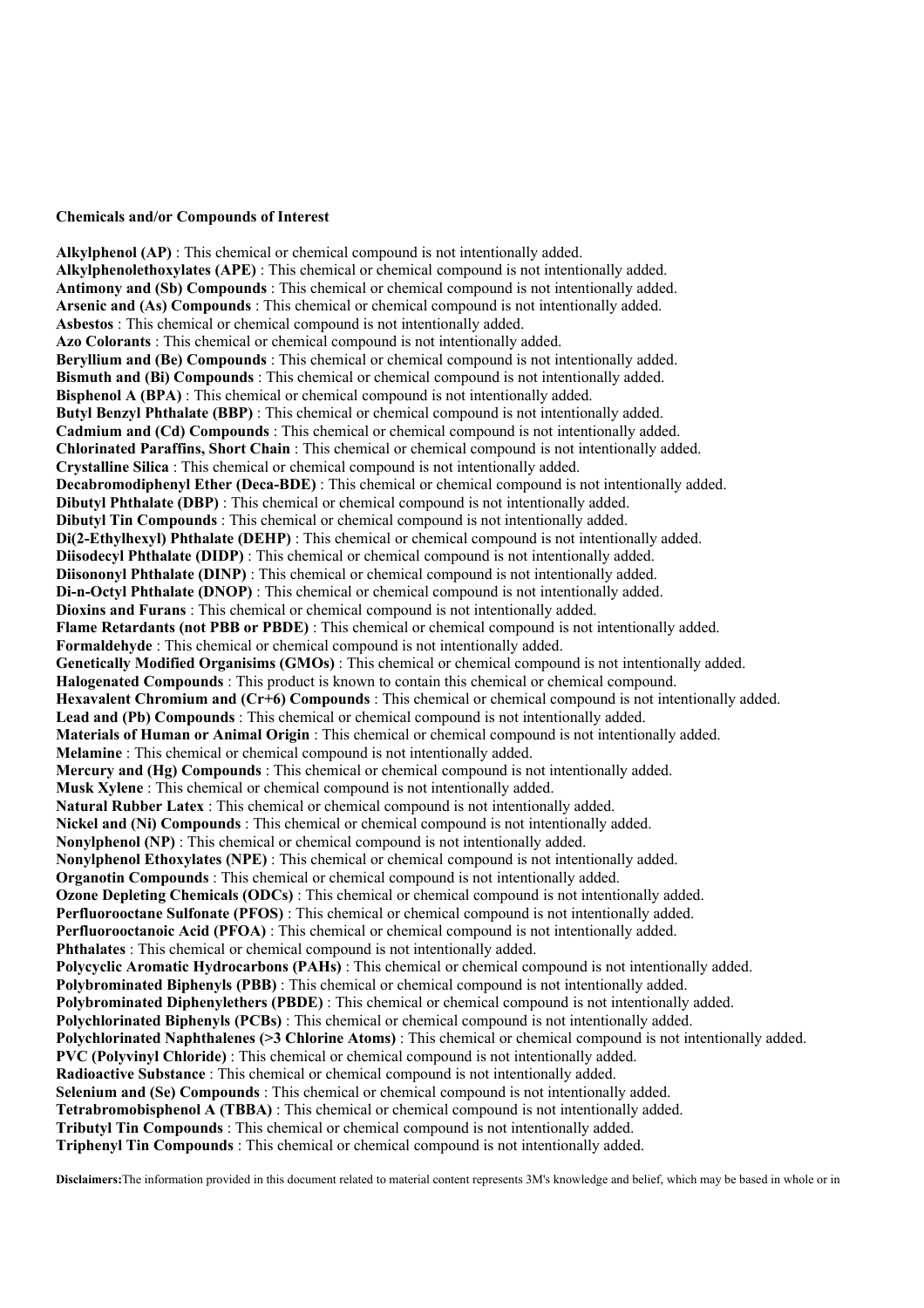**Chemicals and/or Compounds of Interest**

**Alkylphenol (AP)** : This chemical or chemical compound is not intentionally added.
**Alkylphenolethoxylates (APE)** : This chemical or chemical compound is not intentionally added.
**Antimony and (Sb) Compounds** : This chemical or chemical compound is not intentionally added.
**Arsenic and (As) Compounds** : This chemical or chemical compound is not intentionally added.
**Asbestos** : This chemical or chemical compound is not intentionally added.
**Azo Colorants** : This chemical or chemical compound is not intentionally added.
**Beryllium and (Be) Compounds** : This chemical or chemical compound is not intentionally added.
**Bismuth and (Bi) Compounds** : This chemical or chemical compound is not intentionally added.
**Bisphenol A (BPA)** : This chemical or chemical compound is not intentionally added.
**Butyl Benzyl Phthalate (BBP)** : This chemical or chemical compound is not intentionally added.
**Cadmium and (Cd) Compounds** : This chemical or chemical compound is not intentionally added.
**Chlorinated Paraffins, Short Chain** : This chemical or chemical compound is not intentionally added.
**Crystalline Silica** : This chemical or chemical compound is not intentionally added.
**Decabromodiphenyl Ether (Deca-BDE)** : This chemical or chemical compound is not intentionally added.
**Dibutyl Phthalate (DBP)** : This chemical or chemical compound is not intentionally added.
**Dibutyl Tin Compounds** : This chemical or chemical compound is not intentionally added.
**Di(2-Ethylhexyl) Phthalate (DEHP)** : This chemical or chemical compound is not intentionally added.
**Diisodecyl Phthalate (DIDP)** : This chemical or chemical compound is not intentionally added.
**Diisononyl Phthalate (DINP)** : This chemical or chemical compound is not intentionally added.
**Di-n-Octyl Phthalate (DNOP)** : This chemical or chemical compound is not intentionally added.
**Dioxins and Furans** : This chemical or chemical compound is not intentionally added.
**Flame Retardants (not PBB or PBDE)** : This chemical or chemical compound is not intentionally added.
**Formaldehyde** : This chemical or chemical compound is not intentionally added.
**Genetically Modified Organisims (GMOs)** : This chemical or chemical compound is not intentionally added.
**Halogenated Compounds** : This product is known to contain this chemical or chemical compound.
**Hexavalent Chromium and (Cr+6) Compounds** : This chemical or chemical compound is not intentionally added.
**Lead and (Pb) Compounds** : This chemical or chemical compound is not intentionally added.
**Materials of Human or Animal Origin** : This chemical or chemical compound is not intentionally added.
**Melamine** : This chemical or chemical compound is not intentionally added.
**Mercury and (Hg) Compounds** : This chemical or chemical compound is not intentionally added.
**Musk Xylene** : This chemical or chemical compound is not intentionally added.
**Natural Rubber Latex** : This chemical or chemical compound is not intentionally added.
**Nickel and (Ni) Compounds** : This chemical or chemical compound is not intentionally added.
**Nonylphenol (NP)** : This chemical or chemical compound is not intentionally added.
**Nonylphenol Ethoxylates (NPE)** : This chemical or chemical compound is not intentionally added.
**Organotin Compounds** : This chemical or chemical compound is not intentionally added.
**Ozone Depleting Chemicals (ODCs)** : This chemical or chemical compound is not intentionally added.
**Perfluorooctane Sulfonate (PFOS)** : This chemical or chemical compound is not intentionally added.
**Perfluorooctanoic Acid (PFOA)** : This chemical or chemical compound is not intentionally added.
**Phthalates** : This chemical or chemical compound is not intentionally added.
**Polycyclic Aromatic Hydrocarbons (PAHs)** : This chemical or chemical compound is not intentionally added.
**Polybrominated Biphenyls (PBB)** : This chemical or chemical compound is not intentionally added.
**Polybrominated Diphenylethers (PBDE)** : This chemical or chemical compound is not intentionally added.
**Polychlorinated Biphenyls (PCBs)** : This chemical or chemical compound is not intentionally added.
**Polychlorinated Naphthalenes (>3 Chlorine Atoms)** : This chemical or chemical compound is not intentionally added.
**PVC (Polyvinyl Chloride)** : This chemical or chemical compound is not intentionally added.
**Radioactive Substance** : This chemical or chemical compound is not intentionally added.
**Selenium and (Se) Compounds** : This chemical or chemical compound is not intentionally added.
**Tetrabromobisphenol A (TBBA)** : This chemical or chemical compound is not intentionally added.
**Tributyl Tin Compounds** : This chemical or chemical compound is not intentionally added.
**Triphenyl Tin Compounds** : This chemical or chemical compound is not intentionally added.

**Disclaimers:**The information provided in this document related to material content represents 3M's knowledge and belief, which may be based in whole or in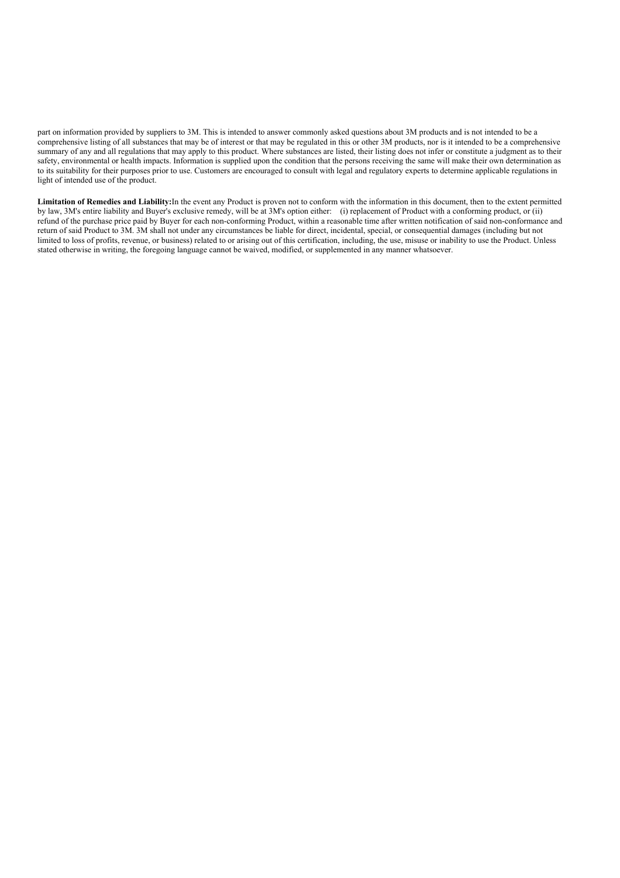part on information provided by suppliers to 3M. This is intended to answer commonly asked questions about 3M products and is not intended to be a comprehensive listing of all substances that may be of interest or that may be regulated in this or other 3M products, nor is it intended to be a comprehensive summary of any and all regulations that may apply to this product. Where substances are listed, their listing does not infer or constitute a judgment as to their safety, environmental or health impacts. Information is supplied upon the condition that the persons receiving the same will make their own determination as to its suitability for their purposes prior to use. Customers are encouraged to consult with legal and regulatory experts to determine applicable regulations in light of intended use of the product.

**Limitation of Remedies and Liability:**In the event any Product is proven not to conform with the information in this document, then to the extent permitted by law, 3M's entire liability and Buyer's exclusive remedy, will be at 3M's option either: (i) replacement of Product with a conforming product, or (ii) refund of the purchase price paid by Buyer for each non-conforming Product, within a reasonable time after written notification of said non-conformance and return of said Product to 3M. 3M shall not under any circumstances be liable for direct, incidental, special, or consequential damages (including but not limited to loss of profits, revenue, or business) related to or arising out of this certification, including, the use, misuse or inability to use the Product. Unless stated otherwise in writing, the foregoing language cannot be waived, modified, or supplemented in any manner whatsoever.